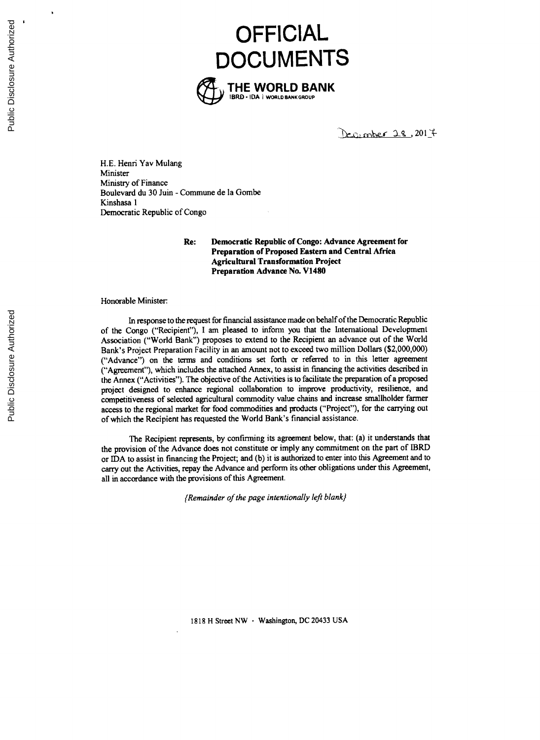# OFFICIAL DOCUMENTS

**THE WORLD BANK**
IBRD • IDA | WORLD BANK GROUP

December 28, 2017

H.E. Henri Yav Mulang
Minister
Ministry of Finance
Boulevard du 30 Juin - Commune de la Gombe
Kinshasa 1
Democratic Republic of Congo

**Re: Democratic Republic of Congo: Advance Agreement for Preparation of Proposed Eastern and Central Africa Agricultural Transformation Project Preparation Advance No. V1480**

Honorable Minister:

In response to the request for financial assistance made on behalf of the Democratic Republic of the Congo ("Recipient"), I am pleased to inform you that the International Development Association ("World Bank") proposes to extend to the Recipient an advance out of the World Bank's Project Preparation Facility in an amount not to exceed two million Dollars ($2,000,000) ("Advance") on the terms and conditions set forth or referred to in this letter agreement ("Agreement"), which includes the attached Annex, to assist in financing the activities described in the Annex ("Activities"). The objective of the Activities is to facilitate the preparation of a proposed project designed to enhance regional collaboration to improve productivity, resilience, and competitiveness of selected agricultural commodity value chains and increase smallholder farmer access to the regional market for food commodities and products ("Project"), for the carrying out of which the Recipient has requested the World Bank's financial assistance.

The Recipient represents, by confirming its agreement below, that: (a) it understands that the provision of the Advance does not constitute or imply any commitment on the part of IBRD or IDA to assist in financing the Project; and (b) it is authorized to enter into this Agreement and to carry out the Activities, repay the Advance and perform its other obligations under this Agreement, all in accordance with the provisions of this Agreement.

*{Remainder of the page intentionally left blank}*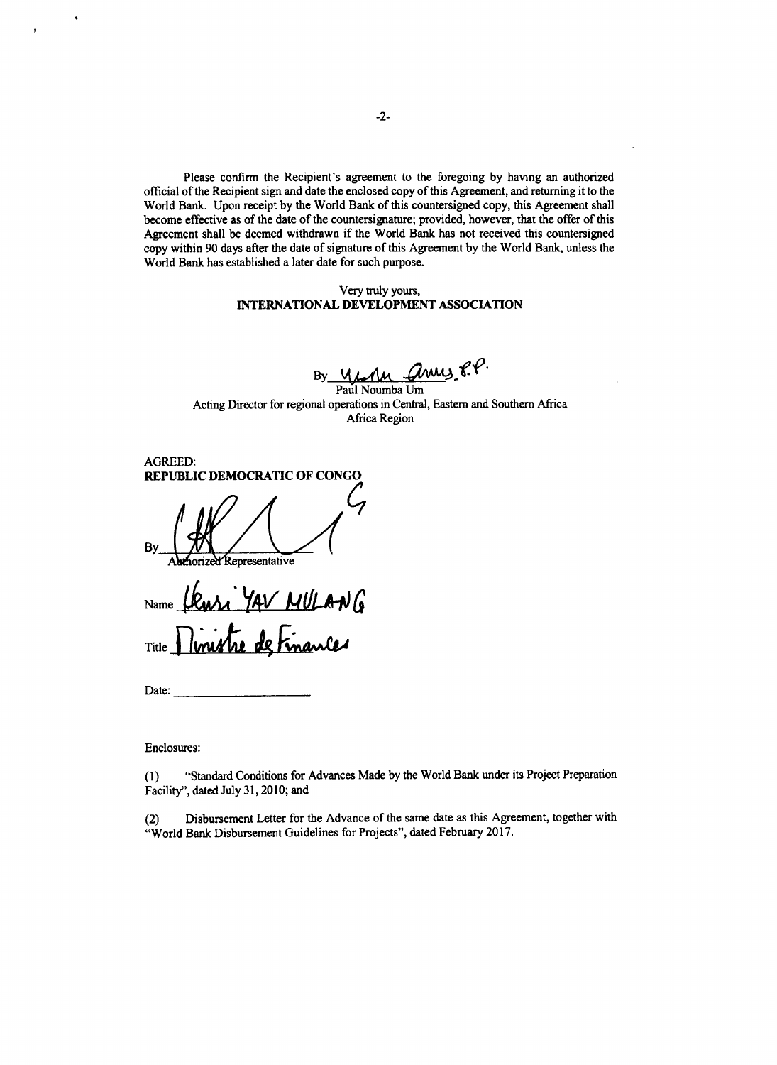Please confirm the Recipient's agreement to the foregoing by having an authorized official of the Recipient sign and date the enclosed copy of this Agreement, and returning it to the World Bank. Upon receipt by the World Bank of this countersigned copy, this Agreement shall become effective as of the date of the countersignature; provided, however, that the offer of this Agreement shall be deemed withdrawn if the World Bank has not received this countersigned copy within 90 days after the date of signature of this Agreement by the World Bank, unless the World Bank has established a later date for such purpose.

Very truly yours,
**INTERNATIONAL DEVELOPMENT ASSOCIATION**

By ______________________
Paul Noumba Um
Acting Director for regional operations in Central, Eastern and Southern Africa
Africa Region

AGREED:
**REPUBLIC DEMOCRATIC OF CONGO**

By ______________________
Authorized Representative

Name Henri YAV MULANG

Title Ministre de Finances

Date: ______________________

Enclosures:

(1) "Standard Conditions for Advances Made by the World Bank under its Project Preparation Facility", dated July 31, 2010; and

(2) Disbursement Letter for the Advance of the same date as this Agreement, together with "World Bank Disbursement Guidelines for Projects", dated February 2017.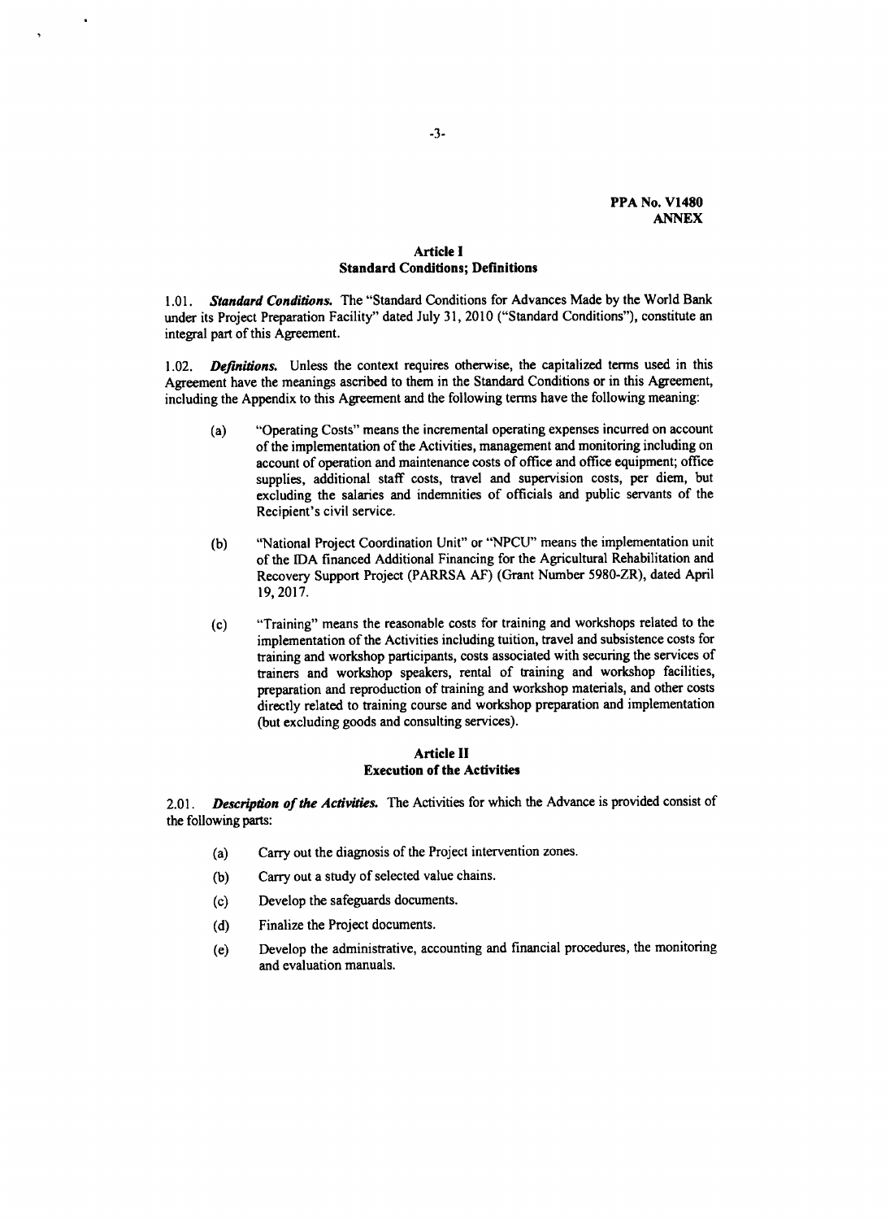**PPA No. V1480**
**ANNEX**

## Article I
## Standard Conditions; Definitions

1.01. ***Standard Conditions.*** The "Standard Conditions for Advances Made by the World Bank under its Project Preparation Facility" dated July 31, 2010 ("Standard Conditions"), constitute an integral part of this Agreement.

1.02. ***Definitions.*** Unless the context requires otherwise, the capitalized terms used in this Agreement have the meanings ascribed to them in the Standard Conditions or in this Agreement, including the Appendix to this Agreement and the following terms have the following meaning:

(a) "Operating Costs" means the incremental operating expenses incurred on account of the implementation of the Activities, management and monitoring including on account of operation and maintenance costs of office and office equipment; office supplies, additional staff costs, travel and supervision costs, per diem, but excluding the salaries and indemnities of officials and public servants of the Recipient's civil service.

(b) "National Project Coordination Unit" or "NPCU" means the implementation unit of the IDA financed Additional Financing for the Agricultural Rehabilitation and Recovery Support Project (PARRSA AF) (Grant Number 5980-ZR), dated April 19, 2017.

(c) "Training" means the reasonable costs for training and workshops related to the implementation of the Activities including tuition, travel and subsistence costs for training and workshop participants, costs associated with securing the services of trainers and workshop speakers, rental of training and workshop facilities, preparation and reproduction of training and workshop materials, and other costs directly related to training course and workshop preparation and implementation (but excluding goods and consulting services).

## Article II
## Execution of the Activities

2.01. ***Description of the Activities.*** The Activities for which the Advance is provided consist of the following parts:

(a) Carry out the diagnosis of the Project intervention zones.

(b) Carry out a study of selected value chains.

(c) Develop the safeguards documents.

(d) Finalize the Project documents.

(e) Develop the administrative, accounting and financial procedures, the monitoring and evaluation manuals.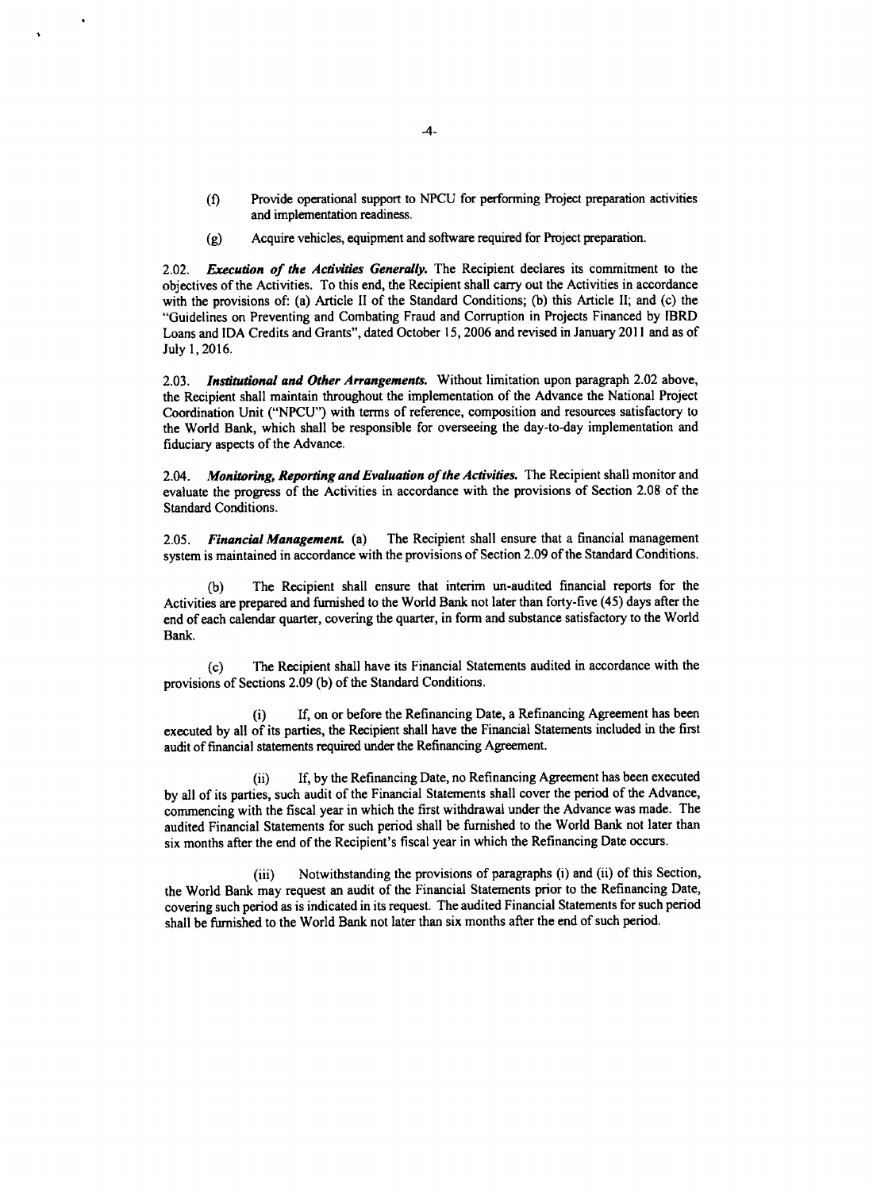(f) Provide operational support to NPCU for performing Project preparation activities and implementation readiness.

(g) Acquire vehicles, equipment and software required for Project preparation.

2.02. ***Execution of the Activities Generally.*** The Recipient declares its commitment to the objectives of the Activities. To this end, the Recipient shall carry out the Activities in accordance with the provisions of: (a) Article II of the Standard Conditions; (b) this Article II; and (c) the "Guidelines on Preventing and Combating Fraud and Corruption in Projects Financed by IBRD Loans and IDA Credits and Grants", dated October 15, 2006 and revised in January 2011 and as of July 1, 2016.

2.03. ***Institutional and Other Arrangements.*** Without limitation upon paragraph 2.02 above, the Recipient shall maintain throughout the implementation of the Advance the National Project Coordination Unit ("NPCU") with terms of reference, composition and resources satisfactory to the World Bank, which shall be responsible for overseeing the day-to-day implementation and fiduciary aspects of the Advance.

2.04. ***Monitoring, Reporting and Evaluation of the Activities.*** The Recipient shall monitor and evaluate the progress of the Activities in accordance with the provisions of Section 2.08 of the Standard Conditions.

2.05. ***Financial Management.*** (a) The Recipient shall ensure that a financial management system is maintained in accordance with the provisions of Section 2.09 of the Standard Conditions.

(b) The Recipient shall ensure that interim un-audited financial reports for the Activities are prepared and furnished to the World Bank not later than forty-five (45) days after the end of each calendar quarter, covering the quarter, in form and substance satisfactory to the World Bank.

(c) The Recipient shall have its Financial Statements audited in accordance with the provisions of Sections 2.09 (b) of the Standard Conditions.

(i) If, on or before the Refinancing Date, a Refinancing Agreement has been executed by all of its parties, the Recipient shall have the Financial Statements included in the first audit of financial statements required under the Refinancing Agreement.

(ii) If, by the Refinancing Date, no Refinancing Agreement has been executed by all of its parties, such audit of the Financial Statements shall cover the period of the Advance, commencing with the fiscal year in which the first withdrawal under the Advance was made. The audited Financial Statements for such period shall be furnished to the World Bank not later than six months after the end of the Recipient's fiscal year in which the Refinancing Date occurs.

(iii) Notwithstanding the provisions of paragraphs (i) and (ii) of this Section, the World Bank may request an audit of the Financial Statements prior to the Refinancing Date, covering such period as is indicated in its request. The audited Financial Statements for such period shall be furnished to the World Bank not later than six months after the end of such period.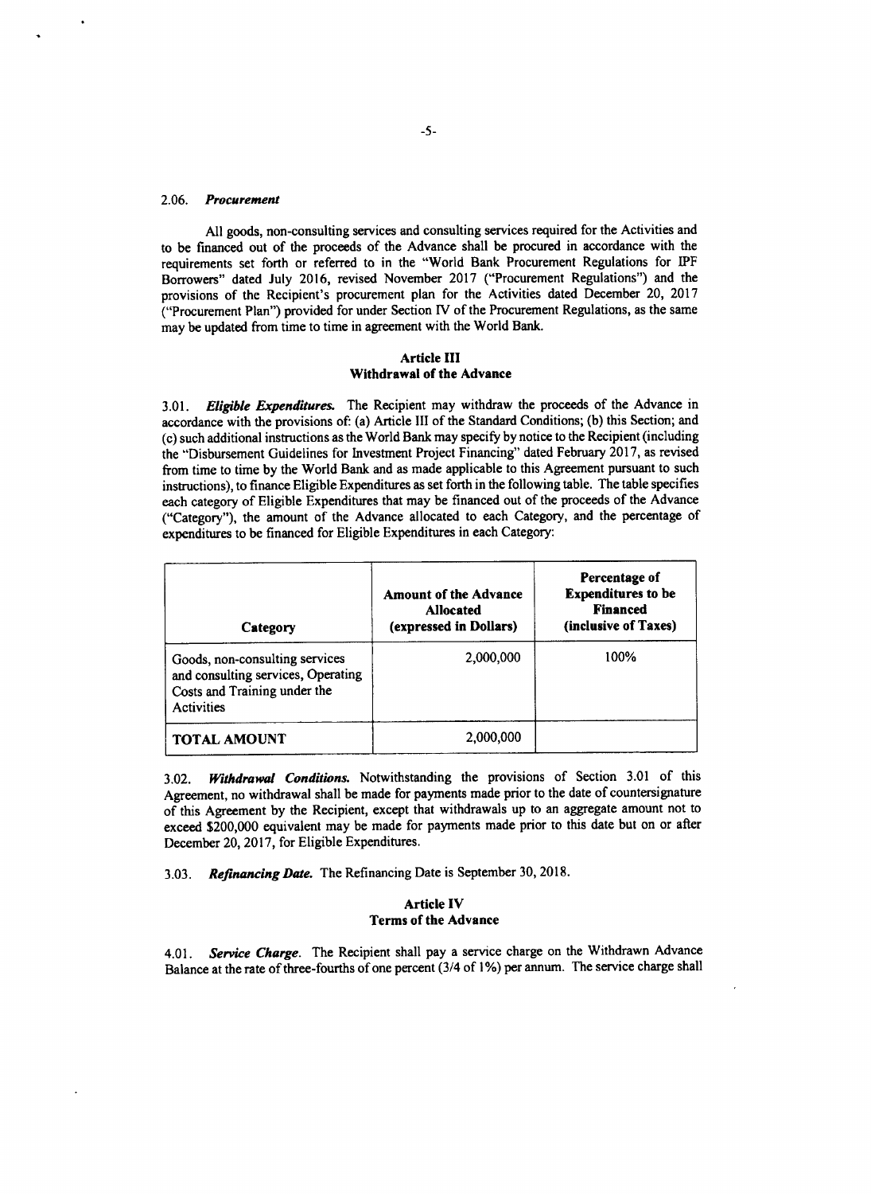2.06. ***Procurement***

All goods, non-consulting services and consulting services required for the Activities and to be financed out of the proceeds of the Advance shall be procured in accordance with the requirements set forth or referred to in the "World Bank Procurement Regulations for IPF Borrowers" dated July 2016, revised November 2017 ("Procurement Regulations") and the provisions of the Recipient's procurement plan for the Activities dated December 20, 2017 ("Procurement Plan") provided for under Section IV of the Procurement Regulations, as the same may be updated from time to time in agreement with the World Bank.

## Article III
## Withdrawal of the Advance

3.01. ***Eligible Expenditures.*** The Recipient may withdraw the proceeds of the Advance in accordance with the provisions of: (a) Article III of the Standard Conditions; (b) this Section; and (c) such additional instructions as the World Bank may specify by notice to the Recipient (including the "Disbursement Guidelines for Investment Project Financing" dated February 2017, as revised from time to time by the World Bank and as made applicable to this Agreement pursuant to such instructions), to finance Eligible Expenditures as set forth in the following table. The table specifies each category of Eligible Expenditures that may be financed out of the proceeds of the Advance ("Category"), the amount of the Advance allocated to each Category, and the percentage of expenditures to be financed for Eligible Expenditures in each Category:

| Category | Amount of the Advance Allocated (expressed in Dollars) | Percentage of Expenditures to be Financed (inclusive of Taxes) |
|---|---|---|
| Goods, non-consulting services and consulting services, Operating Costs and Training under the Activities | 2,000,000 | 100% |
| **TOTAL AMOUNT** | 2,000,000 | |

3.02. ***Withdrawal Conditions.*** Notwithstanding the provisions of Section 3.01 of this Agreement, no withdrawal shall be made for payments made prior to the date of countersignature of this Agreement by the Recipient, except that withdrawals up to an aggregate amount not to exceed $200,000 equivalent may be made for payments made prior to this date but on or after December 20, 2017, for Eligible Expenditures.

3.03. ***Refinancing Date.*** The Refinancing Date is September 30, 2018.

## Article IV
## Terms of the Advance

4.01. ***Service Charge.*** The Recipient shall pay a service charge on the Withdrawn Advance Balance at the rate of three-fourths of one percent (3/4 of 1%) per annum. The service charge shall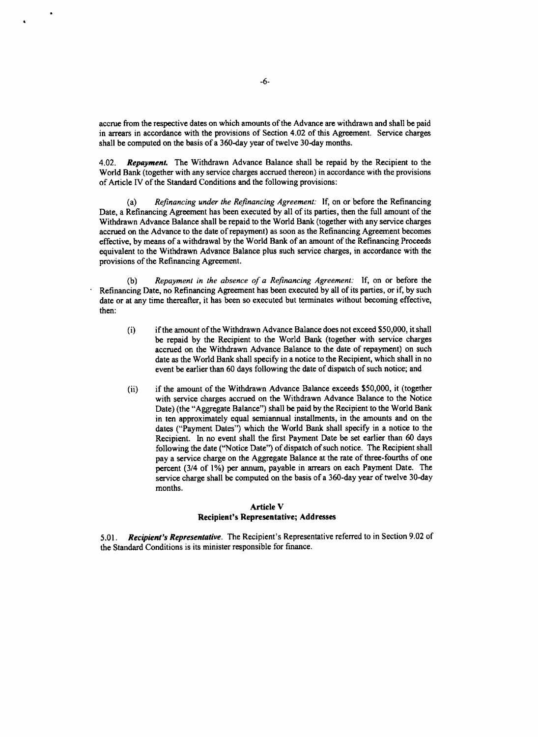accrue from the respective dates on which amounts of the Advance are withdrawn and shall be paid in arrears in accordance with the provisions of Section 4.02 of this Agreement. Service charges shall be computed on the basis of a 360-day year of twelve 30-day months.

4.02. ***Repayment.*** The Withdrawn Advance Balance shall be repaid by the Recipient to the World Bank (together with any service charges accrued thereon) in accordance with the provisions of Article IV of the Standard Conditions and the following provisions:

(a) *Refinancing under the Refinancing Agreement:* If, on or before the Refinancing Date, a Refinancing Agreement has been executed by all of its parties, then the full amount of the Withdrawn Advance Balance shall be repaid to the World Bank (together with any service charges accrued on the Advance to the date of repayment) as soon as the Refinancing Agreement becomes effective, by means of a withdrawal by the World Bank of an amount of the Refinancing Proceeds equivalent to the Withdrawn Advance Balance plus such service charges, in accordance with the provisions of the Refinancing Agreement.

(b) *Repayment in the absence of a Refinancing Agreement:* If, on or before the Refinancing Date, no Refinancing Agreement has been executed by all of its parties, or if, by such date or at any time thereafter, it has been so executed but terminates without becoming effective, then:

(i) if the amount of the Withdrawn Advance Balance does not exceed $50,000, it shall be repaid by the Recipient to the World Bank (together with service charges accrued on the Withdrawn Advance Balance to the date of repayment) on such date as the World Bank shall specify in a notice to the Recipient, which shall in no event be earlier than 60 days following the date of dispatch of such notice; and

(ii) if the amount of the Withdrawn Advance Balance exceeds $50,000, it (together with service charges accrued on the Withdrawn Advance Balance to the Notice Date) (the "Aggregate Balance") shall be paid by the Recipient to the World Bank in ten approximately equal semiannual installments, in the amounts and on the dates ("Payment Dates") which the World Bank shall specify in a notice to the Recipient. In no event shall the first Payment Date be set earlier than 60 days following the date ("Notice Date") of dispatch of such notice. The Recipient shall pay a service charge on the Aggregate Balance at the rate of three-fourths of one percent (3/4 of 1%) per annum, payable in arrears on each Payment Date. The service charge shall be computed on the basis of a 360-day year of twelve 30-day months.

## Article V
## Recipient's Representative; Addresses

5.01. ***Recipient's Representative.*** The Recipient's Representative referred to in Section 9.02 of the Standard Conditions is its minister responsible for finance.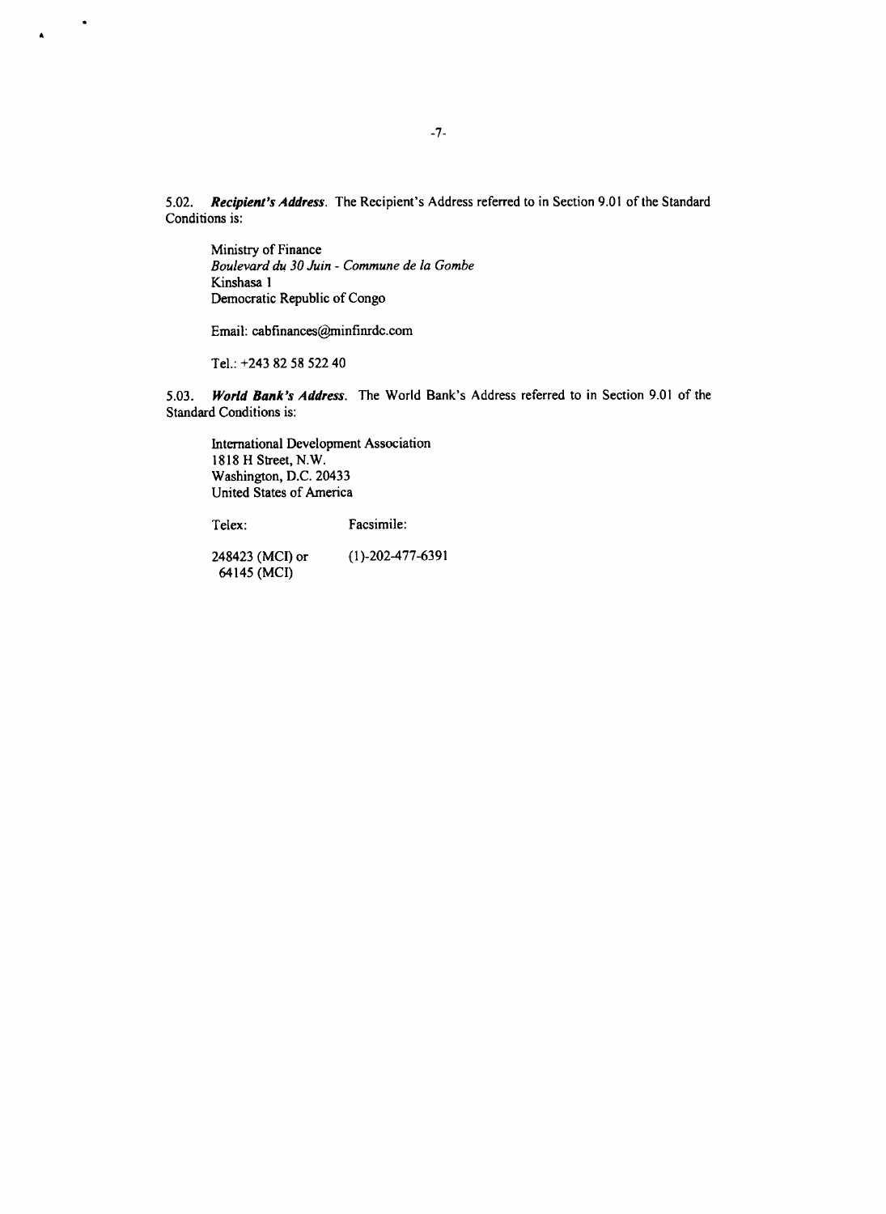5.02. ***Recipient's Address***. The Recipient's Address referred to in Section 9.01 of the Standard Conditions is:

Ministry of Finance
*Boulevard du 30 Juin - Commune de la Gombe*
Kinshasa 1
Democratic Republic of Congo

Email: cabfinances@minfinrdc.com

Tel.: +243 82 58 522 40

5.03. ***World Bank's Address***. The World Bank's Address referred to in Section 9.01 of the Standard Conditions is:

International Development Association
1818 H Street, N.W.
Washington, D.C. 20433
United States of America

| Telex: | Facsimile: |
|---|---|
| 248423 (MCI) or 64145 (MCI) | (1)-202-477-6391 |